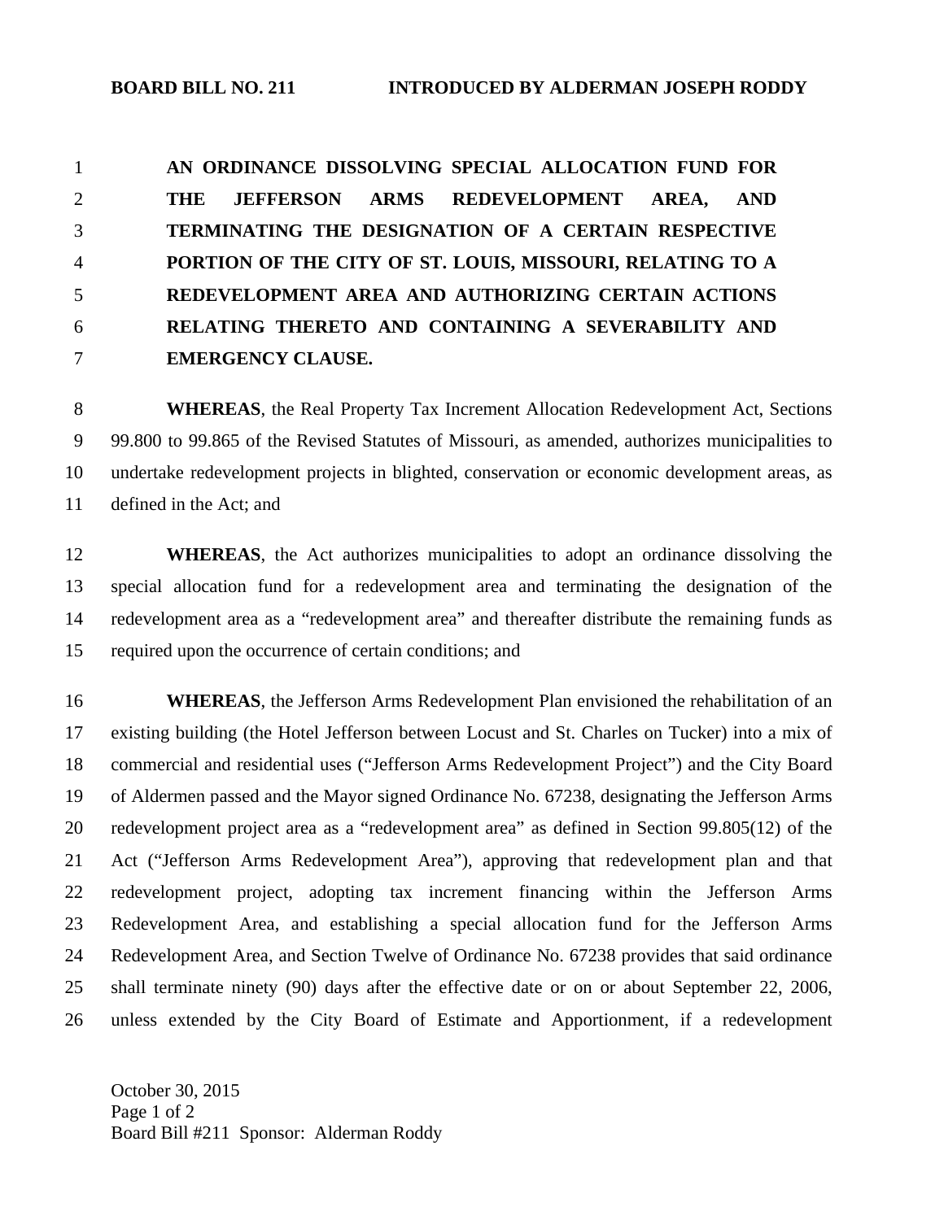**BOARD BILL NO. 211 INTRODUCED BY ALDERMAN JOSEPH RODDY**

**AN ORDINANCE DISSOLVING SPECIAL ALLOCATION FUND FOR THE JEFFERSON ARMS REDEVELOPMENT AREA, AND TERMINATING THE DESIGNATION OF A CERTAIN RESPECTIVE PORTION OF THE CITY OF ST. LOUIS, MISSOURI, RELATING TO A REDEVELOPMENT AREA AND AUTHORIZING CERTAIN ACTIONS RELATING THERETO AND CONTAINING A SEVERABILITY AND EMERGENCY CLAUSE.**

**WHEREAS**, the Real Property Tax Increment Allocation Redevelopment Act, Sections 99.800 to 99.865 of the Revised Statutes of Missouri, as amended, authorizes municipalities to undertake redevelopment projects in blighted, conservation or economic development areas, as defined in the Act; and

**WHEREAS**, the Act authorizes municipalities to adopt an ordinance dissolving the special allocation fund for a redevelopment area and terminating the designation of the redevelopment area as a "redevelopment area" and thereafter distribute the remaining funds as required upon the occurrence of certain conditions; and

**WHEREAS**, the Jefferson Arms Redevelopment Plan envisioned the rehabilitation of an existing building (the Hotel Jefferson between Locust and St. Charles on Tucker) into a mix of commercial and residential uses ("Jefferson Arms Redevelopment Project") and the City Board of Aldermen passed and the Mayor signed Ordinance No. 67238, designating the Jefferson Arms redevelopment project area as a "redevelopment area" as defined in Section 99.805(12) of the Act ("Jefferson Arms Redevelopment Area"), approving that redevelopment plan and that redevelopment project, adopting tax increment financing within the Jefferson Arms Redevelopment Area, and establishing a special allocation fund for the Jefferson Arms Redevelopment Area, and Section Twelve of Ordinance No. 67238 provides that said ordinance shall terminate ninety (90) days after the effective date or on or about September 22, 2006, unless extended by the City Board of Estimate and Apportionment, if a redevelopment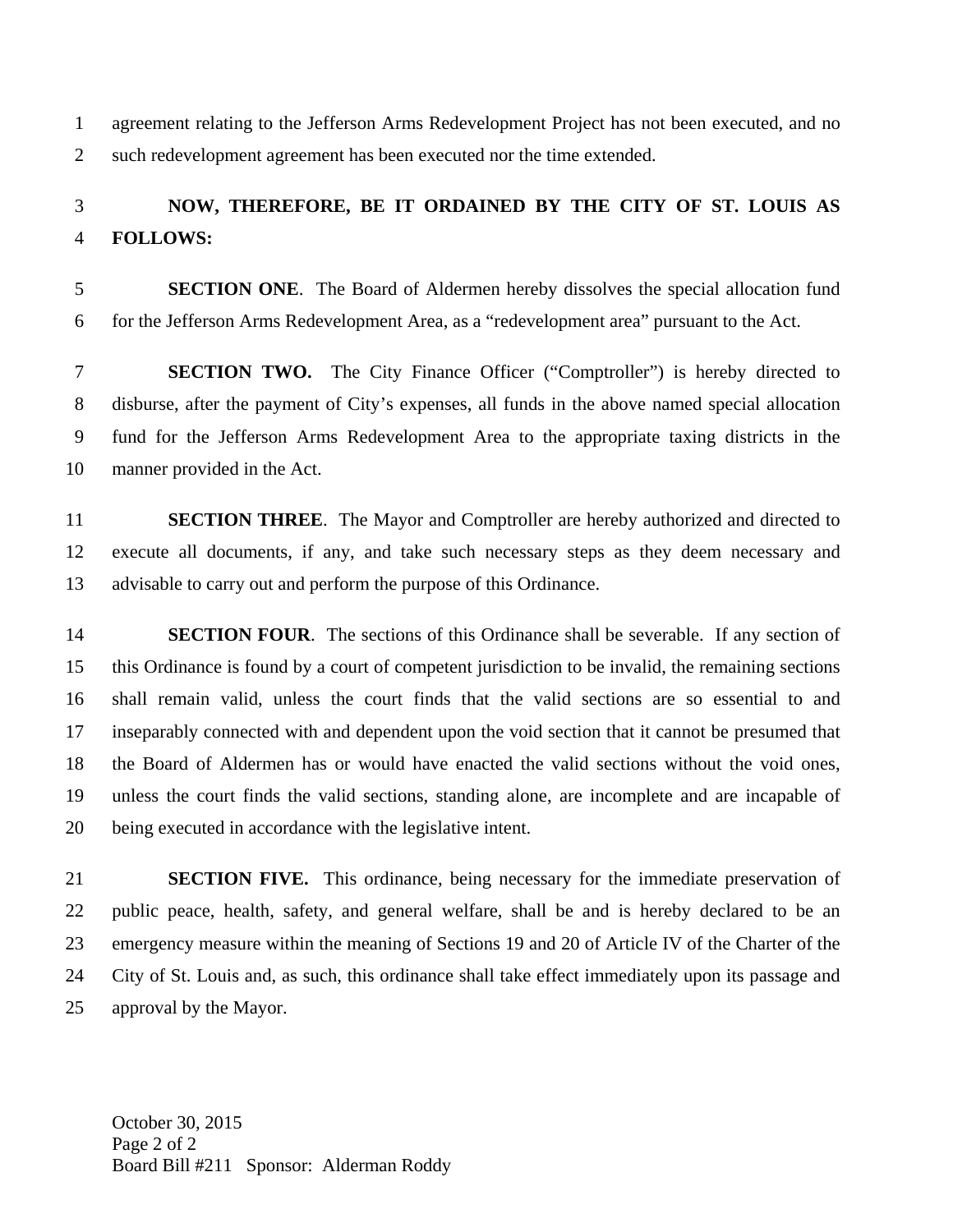agreement relating to the Jefferson Arms Redevelopment Project has not been executed, and no such redevelopment agreement has been executed nor the time extended.

**NOW, THEREFORE, BE IT ORDAINED BY THE CITY OF ST. LOUIS AS FOLLOWS:**

**SECTION ONE**. The Board of Aldermen hereby dissolves the special allocation fund for the Jefferson Arms Redevelopment Area, as a "redevelopment area" pursuant to the Act.

**SECTION TWO.** The City Finance Officer ("Comptroller") is hereby directed to disburse, after the payment of City's expenses, all funds in the above named special allocation fund for the Jefferson Arms Redevelopment Area to the appropriate taxing districts in the manner provided in the Act.

**SECTION THREE**. The Mayor and Comptroller are hereby authorized and directed to execute all documents, if any, and take such necessary steps as they deem necessary and advisable to carry out and perform the purpose of this Ordinance.

**SECTION FOUR**. The sections of this Ordinance shall be severable. If any section of this Ordinance is found by a court of competent jurisdiction to be invalid, the remaining sections shall remain valid, unless the court finds that the valid sections are so essential to and inseparably connected with and dependent upon the void section that it cannot be presumed that the Board of Aldermen has or would have enacted the valid sections without the void ones, unless the court finds the valid sections, standing alone, are incomplete and are incapable of being executed in accordance with the legislative intent.

**SECTION FIVE.** This ordinance, being necessary for the immediate preservation of public peace, health, safety, and general welfare, shall be and is hereby declared to be an emergency measure within the meaning of Sections 19 and 20 of Article IV of the Charter of the City of St. Louis and, as such, this ordinance shall take effect immediately upon its passage and approval by the Mayor.